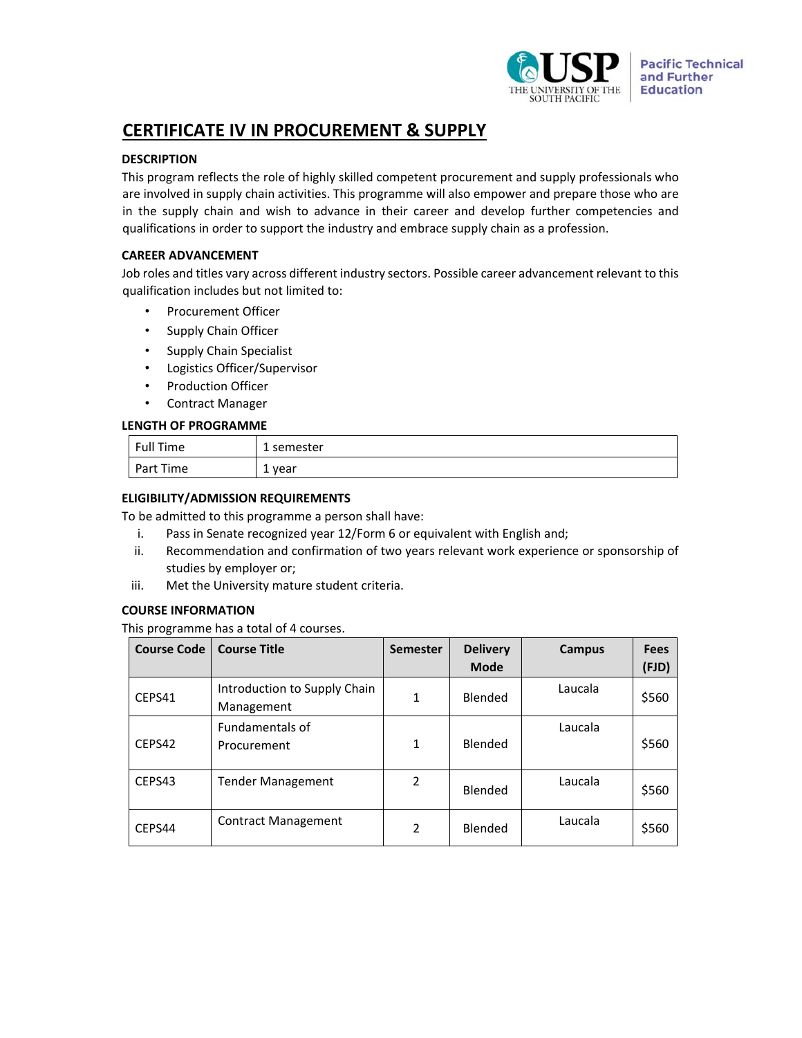# CERTIFICATE IV IN PROCUREMENT & SUPPLY

**DESCRIPTION**

This program reflects the role of highly skilled competent procurement and supply professionals who are involved in supply chain activities. This programme will also empower and prepare those who are in the supply chain and wish to advance in their career and develop further competencies and qualifications in order to support the industry and embrace supply chain as a profession.

**CAREER ADVANCEMENT**

Job roles and titles vary across different industry sectors. Possible career advancement relevant to this qualification includes but not limited to:

- Procurement Officer
- Supply Chain Officer
- Supply Chain Specialist
- Logistics Officer/Supervisor
- Production Officer
- Contract Manager

**LENGTH OF PROGRAMME**

| Full Time | 1 semester |
|---|---|
| Part Time | 1 year |

**ELIGIBILITY/ADMISSION REQUIREMENTS**

To be admitted to this programme a person shall have:

i. Pass in Senate recognized year 12/Form 6 or equivalent with English and;
ii. Recommendation and confirmation of two years relevant work experience or sponsorship of studies by employer or;
iii. Met the University mature student criteria.

**COURSE INFORMATION**

This programme has a total of 4 courses.

| Course Code | Course Title | Semester | Delivery Mode | Campus | Fees (FJD) |
|---|---|---|---|---|---|
| CEPS41 | Introduction to Supply Chain Management | 1 | Blended | Laucala | $560 |
| CEPS42 | Fundamentals of Procurement | 1 | Blended | Laucala | $560 |
| CEPS43 | Tender Management | 2 | Blended | Laucala | $560 |
| CEPS44 | Contract Management | 2 | Blended | Laucala | $560 |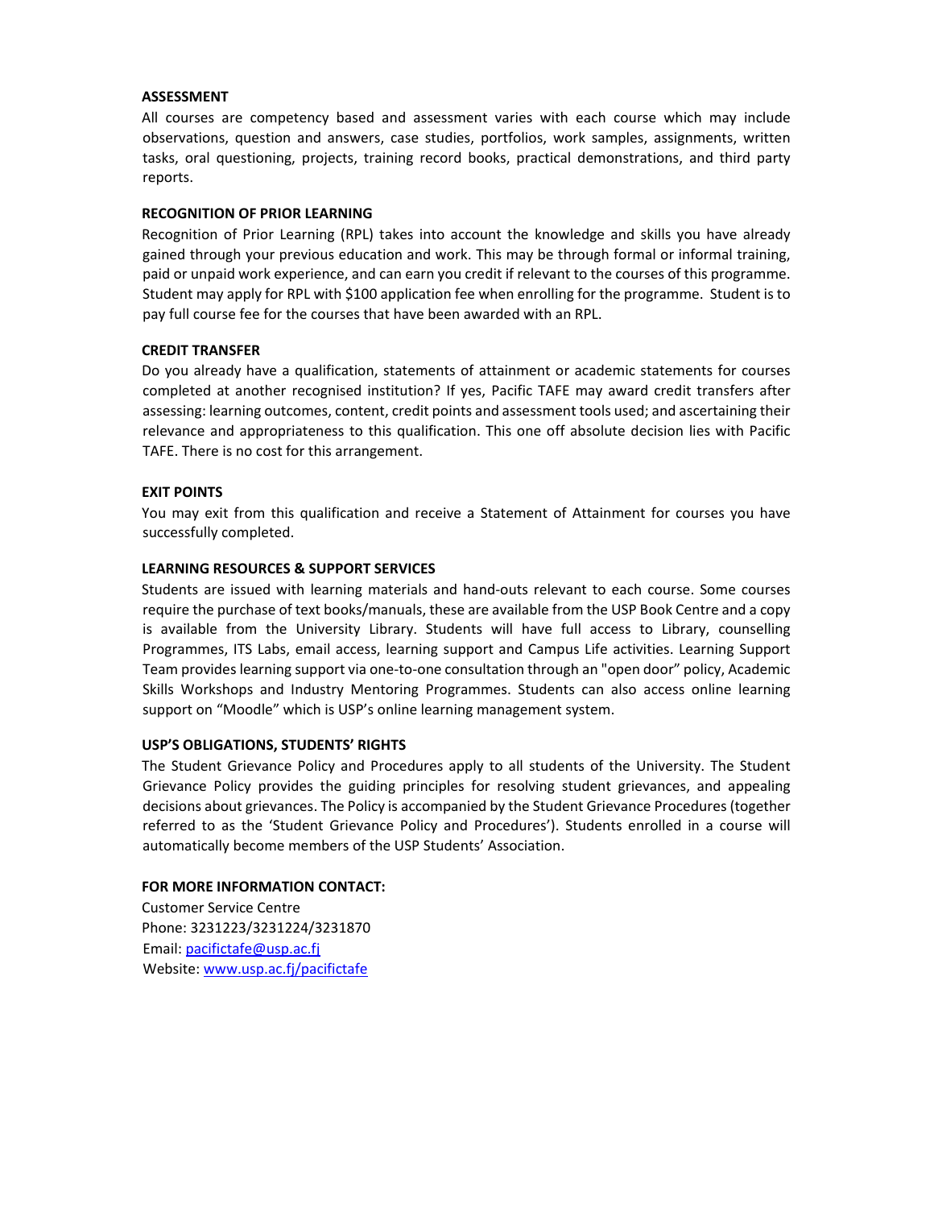**ASSESSMENT**

All courses are competency based and assessment varies with each course which may include observations, question and answers, case studies, portfolios, work samples, assignments, written tasks, oral questioning, projects, training record books, practical demonstrations, and third party reports.

**RECOGNITION OF PRIOR LEARNING**

Recognition of Prior Learning (RPL) takes into account the knowledge and skills you have already gained through your previous education and work. This may be through formal or informal training, paid or unpaid work experience, and can earn you credit if relevant to the courses of this programme. Student may apply for RPL with $100 application fee when enrolling for the programme. Student is to pay full course fee for the courses that have been awarded with an RPL.

**CREDIT TRANSFER**

Do you already have a qualification, statements of attainment or academic statements for courses completed at another recognised institution? If yes, Pacific TAFE may award credit transfers after assessing: learning outcomes, content, credit points and assessment tools used; and ascertaining their relevance and appropriateness to this qualification. This one off absolute decision lies with Pacific TAFE. There is no cost for this arrangement.

**EXIT POINTS**

You may exit from this qualification and receive a Statement of Attainment for courses you have successfully completed.

**LEARNING RESOURCES & SUPPORT SERVICES**

Students are issued with learning materials and hand-outs relevant to each course. Some courses require the purchase of text books/manuals, these are available from the USP Book Centre and a copy is available from the University Library. Students will have full access to Library, counselling Programmes, ITS Labs, email access, learning support and Campus Life activities. Learning Support Team provides learning support via one-to-one consultation through an "open door" policy, Academic Skills Workshops and Industry Mentoring Programmes. Students can also access online learning support on "Moodle" which is USP's online learning management system.

**USP'S OBLIGATIONS, STUDENTS' RIGHTS**

The Student Grievance Policy and Procedures apply to all students of the University. The Student Grievance Policy provides the guiding principles for resolving student grievances, and appealing decisions about grievances. The Policy is accompanied by the Student Grievance Procedures (together referred to as the 'Student Grievance Policy and Procedures'). Students enrolled in a course will automatically become members of the USP Students' Association.

**FOR MORE INFORMATION CONTACT:**

Customer Service Centre
Phone: 3231223/3231224/3231870
Email: pacifictafe@usp.ac.fj
Website: www.usp.ac.fj/pacifictafe